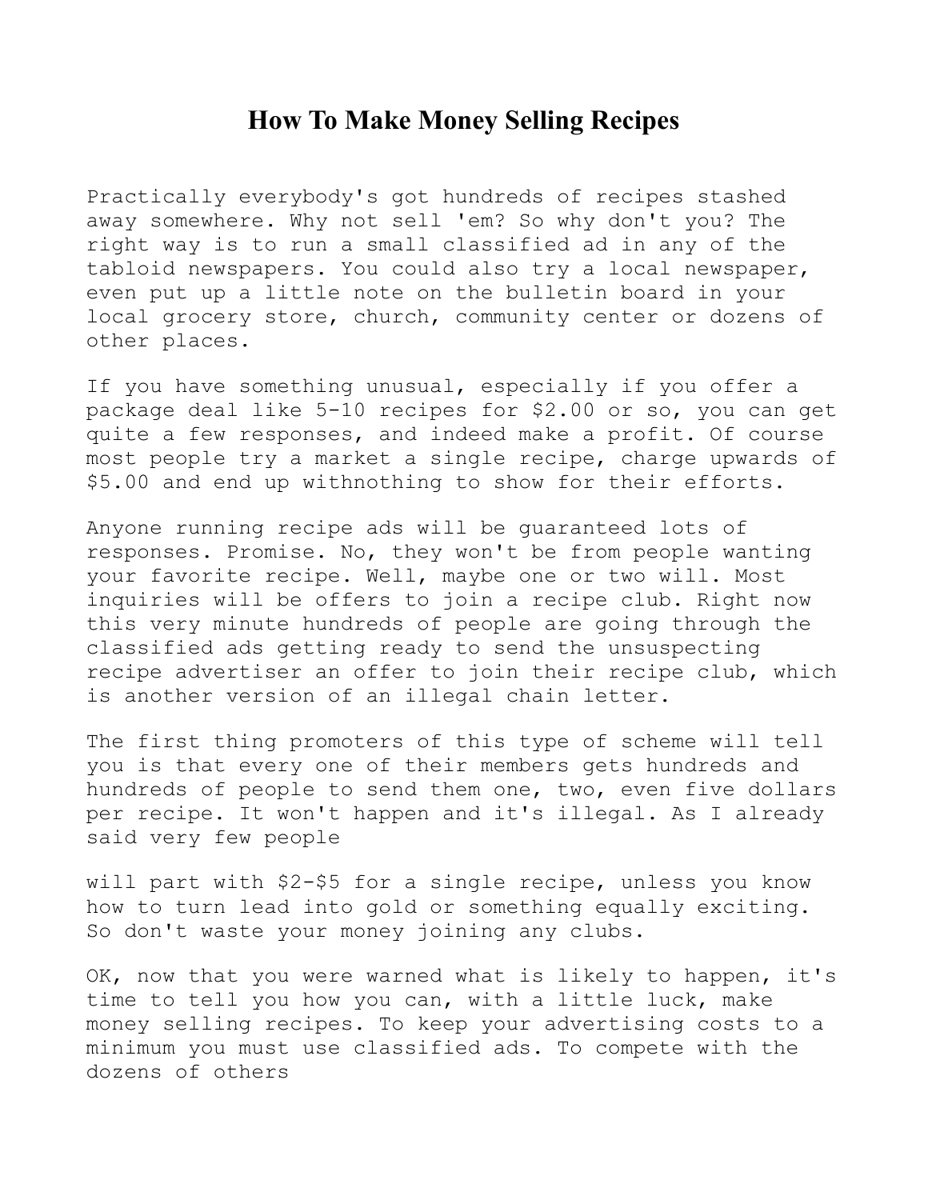# How To Make Money Selling Recipes

Practically everybody's got hundreds of recipes stashed away somewhere. Why not sell 'em? So why don't you? The right way is to run a small classified ad in any of the tabloid newspapers. You could also try a local newspaper, even put up a little note on the bulletin board in your local grocery store, church, community center or dozens of other places.

If you have something unusual, especially if you offer a package deal like 5-10 recipes for $2.00 or so, you can get quite a few responses, and indeed make a profit. Of course most people try a market a single recipe, charge upwards of $5.00 and end up withnothing to show for their efforts.

Anyone running recipe ads will be guaranteed lots of responses. Promise. No, they won't be from people wanting your favorite recipe. Well, maybe one or two will. Most inquiries will be offers to join a recipe club. Right now this very minute hundreds of people are going through the classified ads getting ready to send the unsuspecting recipe advertiser an offer to join their recipe club, which is another version of an illegal chain letter.

The first thing promoters of this type of scheme will tell you is that every one of their members gets hundreds and hundreds of people to send them one, two, even five dollars per recipe. It won't happen and it's illegal. As I already said very few people will part with $2-$5 for a single recipe, unless you know how to turn lead into gold or something equally exciting. So don't waste your money joining any clubs.

OK, now that you were warned what is likely to happen, it's time to tell you how you can, with a little luck, make money selling recipes. To keep your advertising costs to a minimum you must use classified ads. To compete with the dozens of others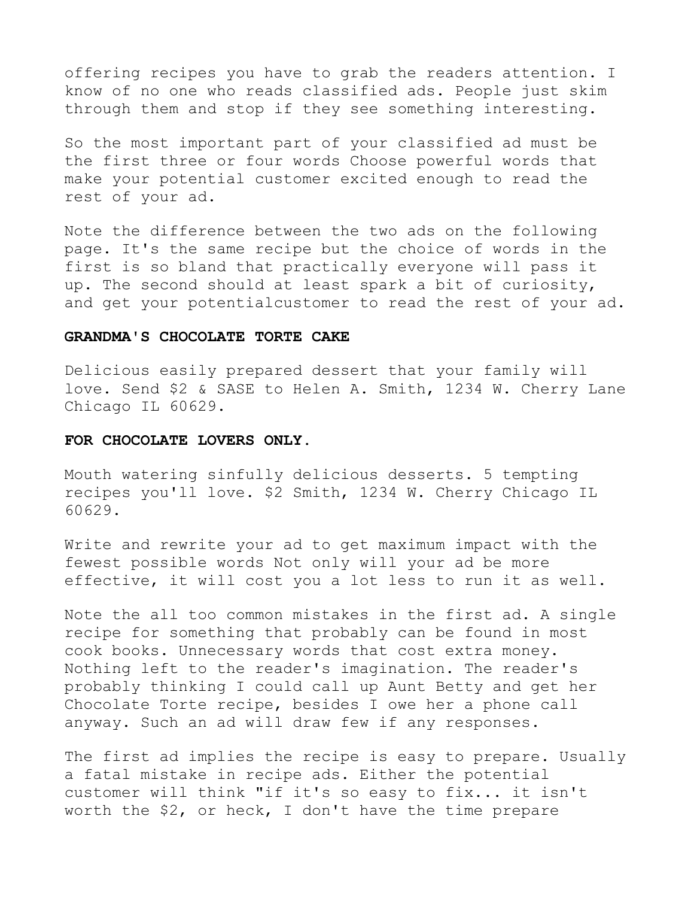offering recipes you have to grab the readers attention. I know of no one who reads classified ads. People just skim through them and stop if they see something interesting.

So the most important part of your classified ad must be the first three or four words Choose powerful words that make your potential customer excited enough to read the rest of your ad.

Note the difference between the two ads on the following page. It's the same recipe but the choice of words in the first is so bland that practically everyone will pass it up. The second should at least spark a bit of curiosity, and get your potentialcustomer to read the rest of your ad.

**GRANDMA'S CHOCOLATE TORTE CAKE**

Delicious easily prepared dessert that your family will love. Send $2 & SASE to Helen A. Smith, 1234 W. Cherry Lane Chicago IL 60629.

**FOR CHOCOLATE LOVERS ONLY.**

Mouth watering sinfully delicious desserts. 5 tempting recipes you'll love. $2 Smith, 1234 W. Cherry Chicago IL 60629.

Write and rewrite your ad to get maximum impact with the fewest possible words Not only will your ad be more effective, it will cost you a lot less to run it as well.

Note the all too common mistakes in the first ad. A single recipe for something that probably can be found in most cook books. Unnecessary words that cost extra money. Nothing left to the reader's imagination. The reader's probably thinking I could call up Aunt Betty and get her Chocolate Torte recipe, besides I owe her a phone call anyway. Such an ad will draw few if any responses.

The first ad implies the recipe is easy to prepare. Usually a fatal mistake in recipe ads. Either the potential customer will think "if it's so easy to fix... it isn't worth the $2, or heck, I don't have the time prepare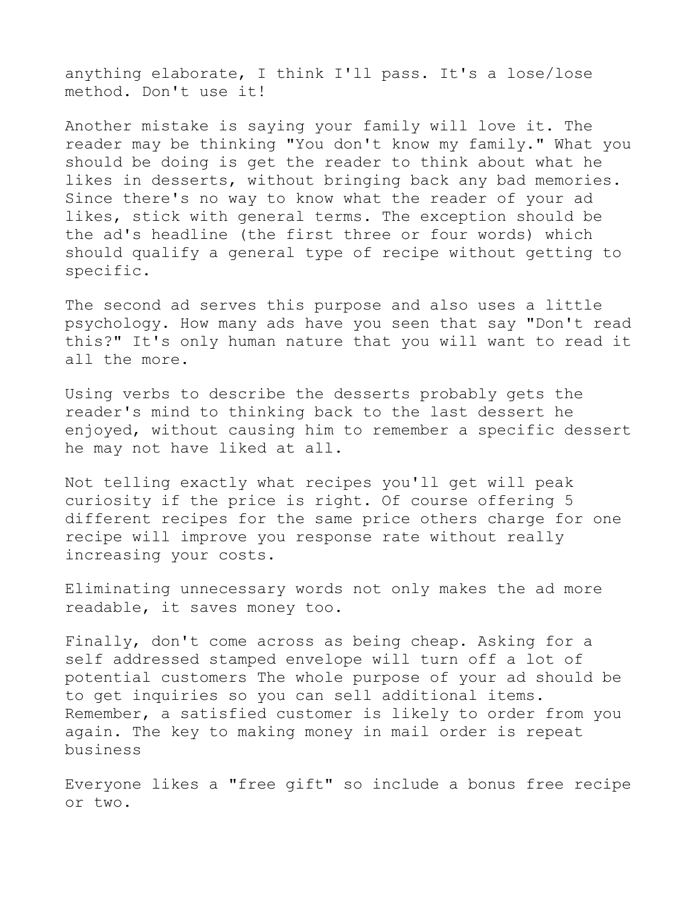anything elaborate, I think I'll pass. It's a lose/lose method. Don't use it!

Another mistake is saying your family will love it. The reader may be thinking "You don't know my family." What you should be doing is get the reader to think about what he likes in desserts, without bringing back any bad memories. Since there's no way to know what the reader of your ad likes, stick with general terms. The exception should be the ad's headline (the first three or four words) which should qualify a general type of recipe without getting to specific.

The second ad serves this purpose and also uses a little psychology. How many ads have you seen that say "Don't read this?" It's only human nature that you will want to read it all the more.

Using verbs to describe the desserts probably gets the reader's mind to thinking back to the last dessert he enjoyed, without causing him to remember a specific dessert he may not have liked at all.

Not telling exactly what recipes you'll get will peak curiosity if the price is right. Of course offering 5 different recipes for the same price others charge for one recipe will improve you response rate without really increasing your costs.

Eliminating unnecessary words not only makes the ad more readable, it saves money too.

Finally, don't come across as being cheap. Asking for a self addressed stamped envelope will turn off a lot of potential customers The whole purpose of your ad should be to get inquiries so you can sell additional items. Remember, a satisfied customer is likely to order from you again. The key to making money in mail order is repeat business

Everyone likes a "free gift" so include a bonus free recipe or two.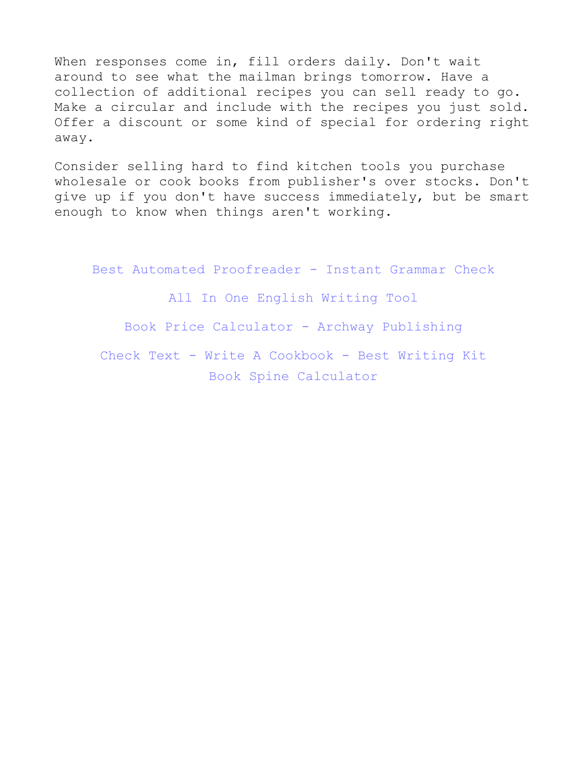When responses come in, fill orders daily. Don't wait around to see what the mailman brings tomorrow. Have a collection of additional recipes you can sell ready to go. Make a circular and include with the recipes you just sold. Offer a discount or some kind of special for ordering right away.

Consider selling hard to find kitchen tools you purchase wholesale or cook books from publisher's over stocks. Don't give up if you don't have success immediately, but be smart enough to know when things aren't working.

Best Automated Proofreader - Instant Grammar Check

All In One English Writing Tool

Book Price Calculator - Archway Publishing

Check Text - Write A Cookbook - Best Writing Kit
Book Spine Calculator